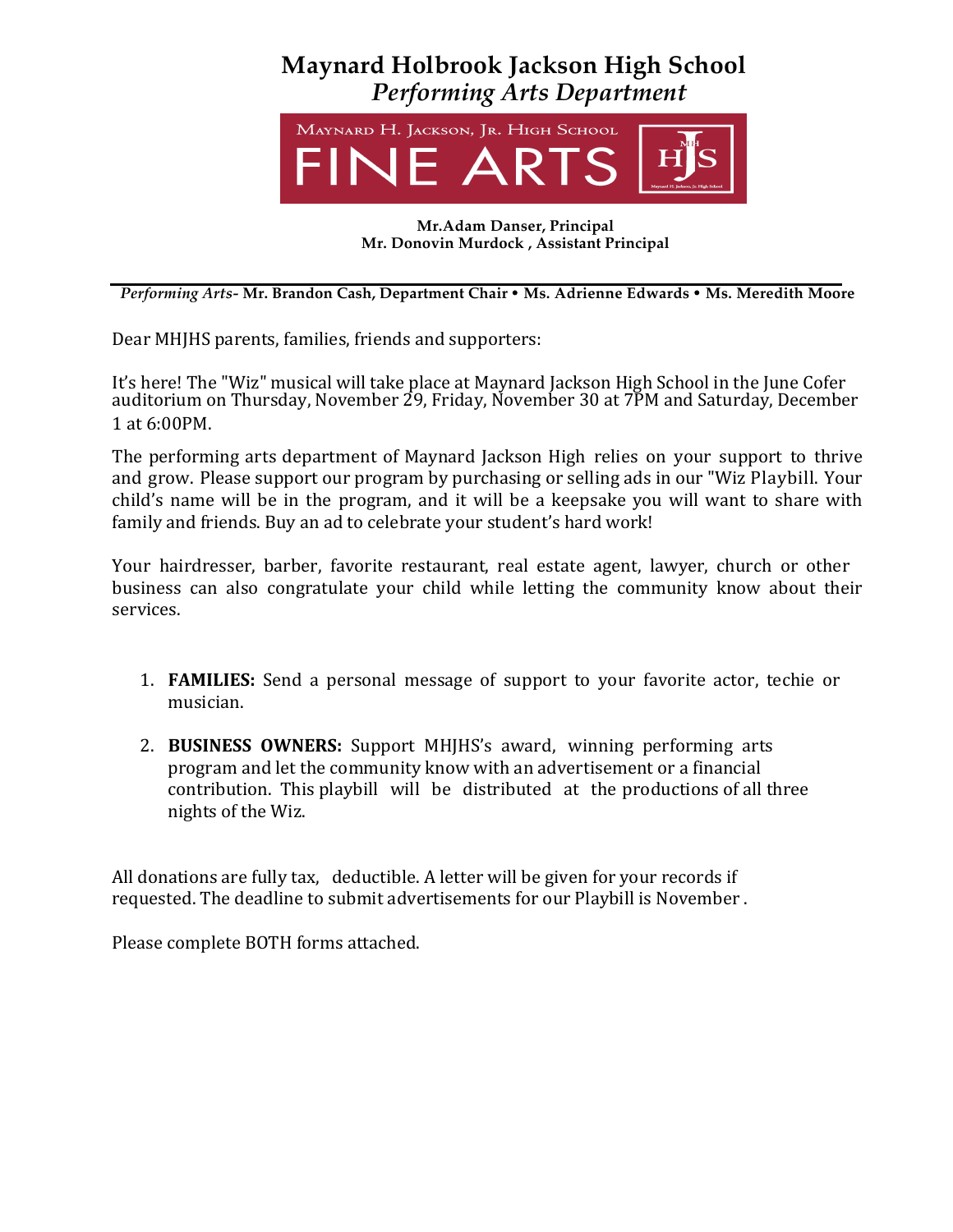# Maynard Holbrook Jackson High School
## *Performing Arts Department*

MAYNARD H. JACKSON, JR. HIGH SCHOOL
FINE ARTS

**Mr.Adam Danser, Principal**
**Mr. Donovin Murdock , Assistant Principal**

---

*Performing Arts*- **Mr. Brandon Cash, Department Chair • Ms. Adrienne Edwards • Ms. Meredith Moore**

Dear MHJHS parents, families, friends and supporters:

It's here! The "Wiz" musical will take place at Maynard Jackson High School in the June Cofer auditorium on Thursday, November 29, Friday, November 30 at 7PM and Saturday, December 1 at 6:00PM.

The performing arts department of Maynard Jackson High relies on your support to thrive and grow. Please support our program by purchasing or selling ads in our "Wiz Playbill. Your child's name will be in the program, and it will be a keepsake you will want to share with family and friends. Buy an ad to celebrate your student's hard work!

Your hairdresser, barber, favorite restaurant, real estate agent, lawyer, church or other business can also congratulate your child while letting the community know about their services.

1. **FAMILIES:** Send a personal message of support to your favorite actor, techie or musician.
2. **BUSINESS OWNERS:** Support MHJHS's award, winning performing arts program and let the community know with an advertisement or a financial contribution. This playbill will be distributed at the productions of all three nights of the Wiz.

All donations are fully tax, deductible. A letter will be given for your records if requested. The deadline to submit advertisements for our Playbill is November .

Please complete BOTH forms attached.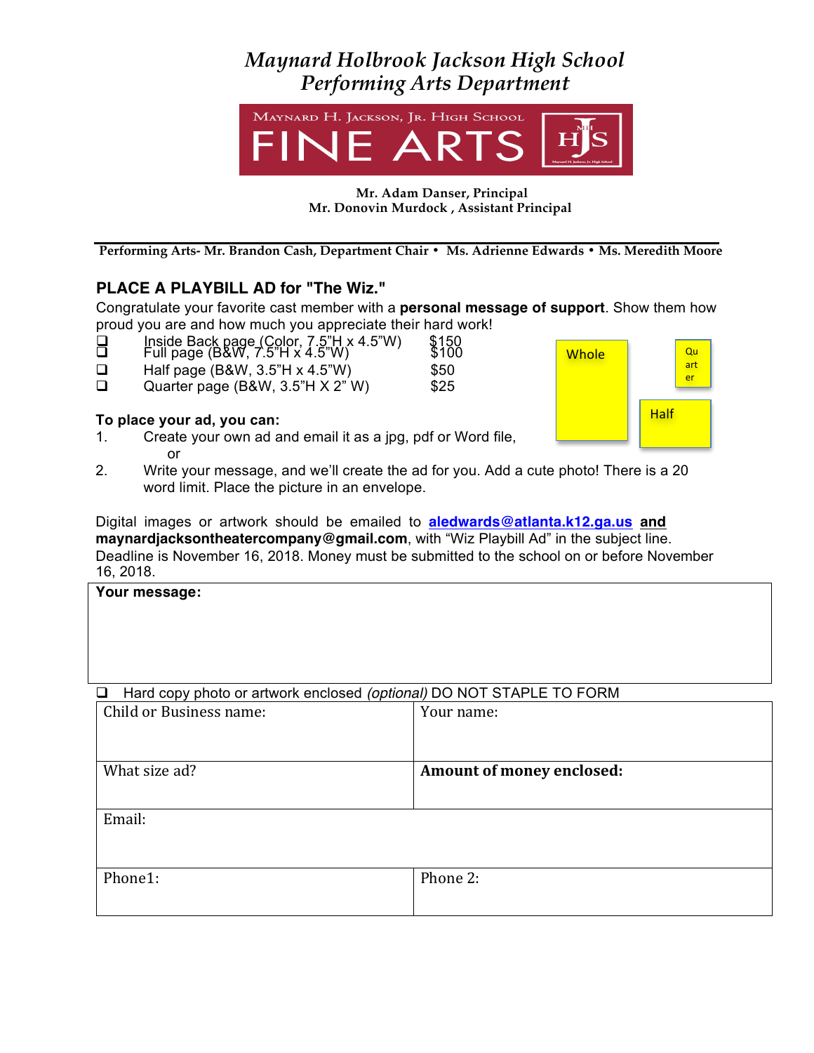# *Maynard Holbrook Jackson High School*
# *Performing Arts Department*

MAYNARD H. JACKSON, JR. HIGH SCHOOL FINE ARTS

**Mr. Adam Danser, Principal**
**Mr. Donovin Murdock , Assistant Principal**

---

**Performing Arts- Mr. Brandon Cash, Department Chair • Ms. Adrienne Edwards • Ms. Meredith Moore**

## PLACE A PLAYBILL AD for "The Wiz."

Congratulate your favorite cast member with a **personal message of support**. Show them how proud you are and how much you appreciate their hard work!

- ❑ Inside Back page (Color, 7.5"H x 4.5"W) $150
- ❑ Full page (B&W, 7.5"H x 4.5"W) $100
- ❑ Half page (B&W, 3.5"H x 4.5"W) $50
- ❑ Quarter page (B&W, 3.5"H X 2" W) $25

Whole | Quarter | Half

**To place your ad, you can:**

1. Create your own ad and email it as a jpg, pdf or Word file, or
2. Write your message, and we'll create the ad for you. Add a cute photo! There is a 20 word limit. Place the picture in an envelope.

Digital images or artwork should be emailed to **aledwards@atlanta.k12.ga.us and maynardjacksontheatercompany@gmail.com**, with "Wiz Playbill Ad" in the subject line. Deadline is November 16, 2018. Money must be submitted to the school on or before November 16, 2018.

| **Your message:** |
|---|
| |

❑ Hard copy photo or artwork enclosed *(optional)* DO NOT STAPLE TO FORM

| Child or Business name: | Your name: |
|---|---|
| What size ad? | **Amount of money enclosed:** |
| Email: | |
| Phone1: | Phone 2: |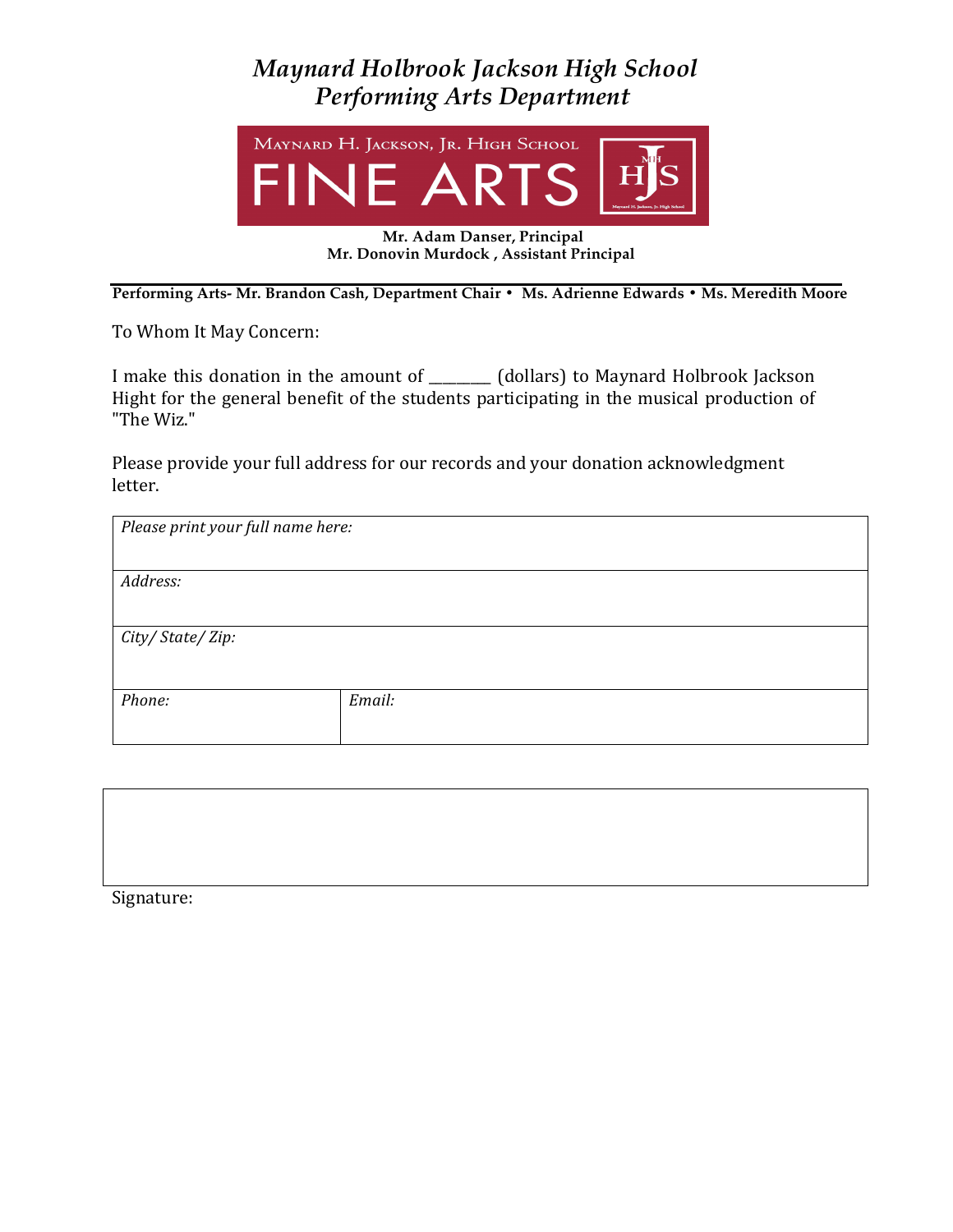# *Maynard Holbrook Jackson High School*
# *Performing Arts Department*

MAYNARD H. JACKSON, JR. HIGH SCHOOL
FINE ARTS

**Mr. Adam Danser, Principal**
**Mr. Donovin Murdock , Assistant Principal**

**Performing Arts- Mr. Brandon Cash, Department Chair • Ms. Adrienne Edwards • Ms. Meredith Moore**

To Whom It May Concern:

I make this donation in the amount of ________ (dollars) to Maynard Holbrook Jackson Hight for the general benefit of the students participating in the musical production of "The Wiz."

Please provide your full address for our records and your donation acknowledgment letter.

| | |
|---|---|
| *Please print your full name here:* | |
| *Address:* | |
| *City/ State/ Zip:* | |
| *Phone:* | *Email:* |

Signature: